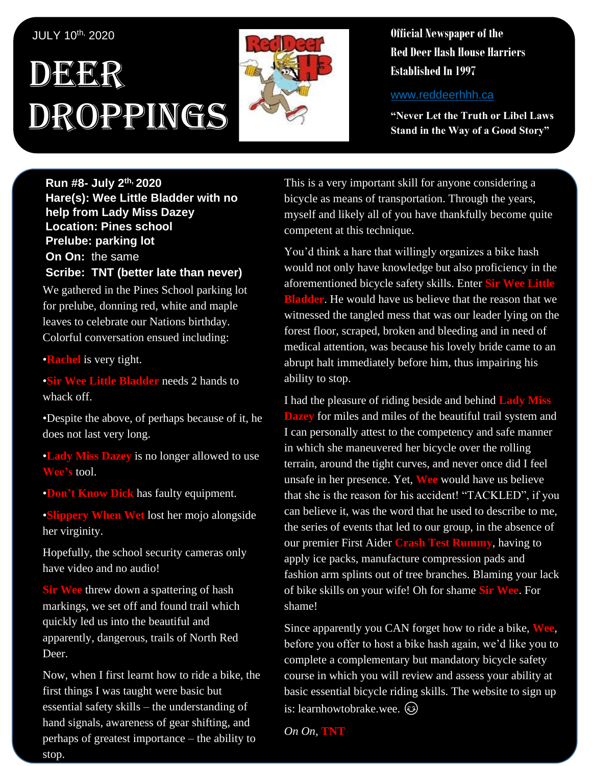JULY 10th, 2020

# DEER DROPPINGS

**Official Newspaper of the Red Deer Hash House Harriers Established In 1997**

www.reddeerhhh.ca

**"Never Let the Truth or Libel Laws Stand in the Way of a Good Story"**

**Run #8- July 2th, 2020**
**Hare(s): Wee Little Bladder with no help from Lady Miss Dazey**
**Location: Pines school**
**Prelube: parking lot**
**On On:** the same
**Scribe: TNT (better late than never)**

We gathered in the Pines School parking lot for prelube, donning red, white and maple leaves to celebrate our Nations birthday. Colorful conversation ensued including:

- **Rachel** is very tight.
- **Sir Wee Little Bladder** needs 2 hands to whack off.
- Despite the above, of perhaps because of it, he does not last very long.
- **Lady Miss Dazey** is no longer allowed to use **Wee's** tool.
- **Don't Know Dick** has faulty equipment.
- **Slippery When Wet** lost her mojo alongside her virginity.

Hopefully, the school security cameras only have video and no audio!

**Sir Wee** threw down a spattering of hash markings, we set off and found trail which quickly led us into the beautiful and apparently, dangerous, trails of North Red Deer.

Now, when I first learnt how to ride a bike, the first things I was taught were basic but essential safety skills – the understanding of hand signals, awareness of gear shifting, and perhaps of greatest importance – the ability to stop.

This is a very important skill for anyone considering a bicycle as means of transportation. Through the years, myself and likely all of you have thankfully become quite competent at this technique.

You'd think a hare that willingly organizes a bike hash would not only have knowledge but also proficiency in the aforementioned bicycle safety skills. Enter **Sir Wee Little Bladder**. He would have us believe that the reason that we witnessed the tangled mess that was our leader lying on the forest floor, scraped, broken and bleeding and in need of medical attention, was because his lovely bride came to an abrupt halt immediately before him, thus impairing his ability to stop.

I had the pleasure of riding beside and behind **Lady Miss Dazey** for miles and miles of the beautiful trail system and I can personally attest to the competency and safe manner in which she maneuvered her bicycle over the rolling terrain, around the tight curves, and never once did I feel unsafe in her presence. Yet, **Wee** would have us believe that she is the reason for his accident! "TACKLED", if you can believe it, was the word that he used to describe to me, the series of events that led to our group, in the absence of our premier First Aider **Crash Test Rummy**, having to apply ice packs, manufacture compression pads and fashion arm splints out of tree branches. Blaming your lack of bike skills on your wife! Oh for shame **Sir Wee**. For shame!

Since apparently you CAN forget how to ride a bike, **Wee**, before you offer to host a bike hash again, we'd like you to complete a complementary but mandatory bicycle safety course in which you will review and assess your ability at basic essential bicycle riding skills. The website to sign up is: learnhowtobrake.wee. 😉

*On On,* **TNT**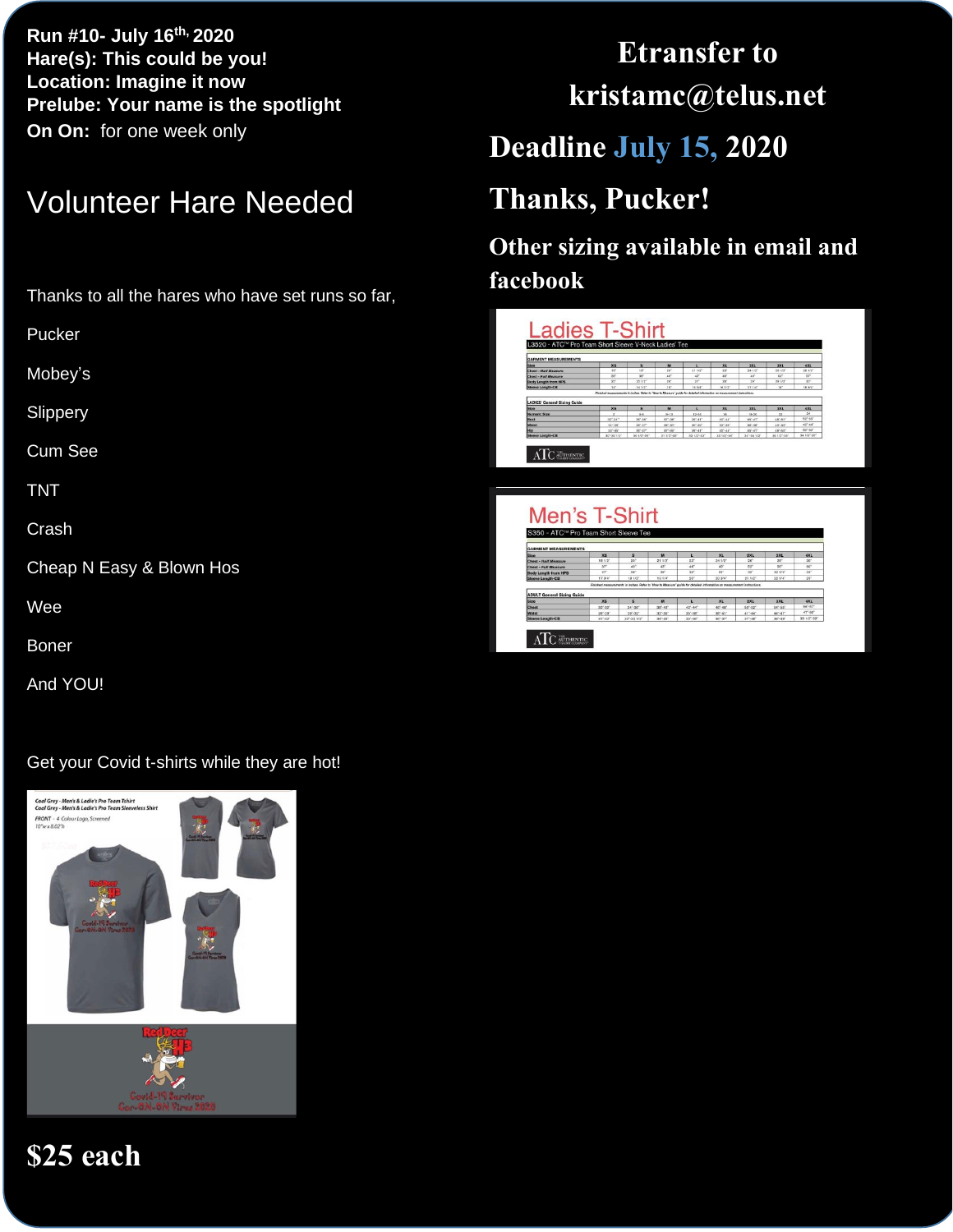**Run #10- July 16th, 2020**
**Hare(s): This could be you!**
**Location: Imagine it now**
**Prelube: Your name is the spotlight**
**On On:** for one week only

# Volunteer Hare Needed

Thanks to all the hares who have set runs so far,

Pucker

Mobey's

Slippery

Cum See

TNT

Crash

Cheap N Easy & Blown Hos

Wee

Boner

And YOU!

Get your Covid t-shirts while they are hot!

# $25 each

## Etransfer to kristamc@telus.net

## Deadline July 15, 2020

## Thanks, Pucker!

### Other sizing available in email and facebook